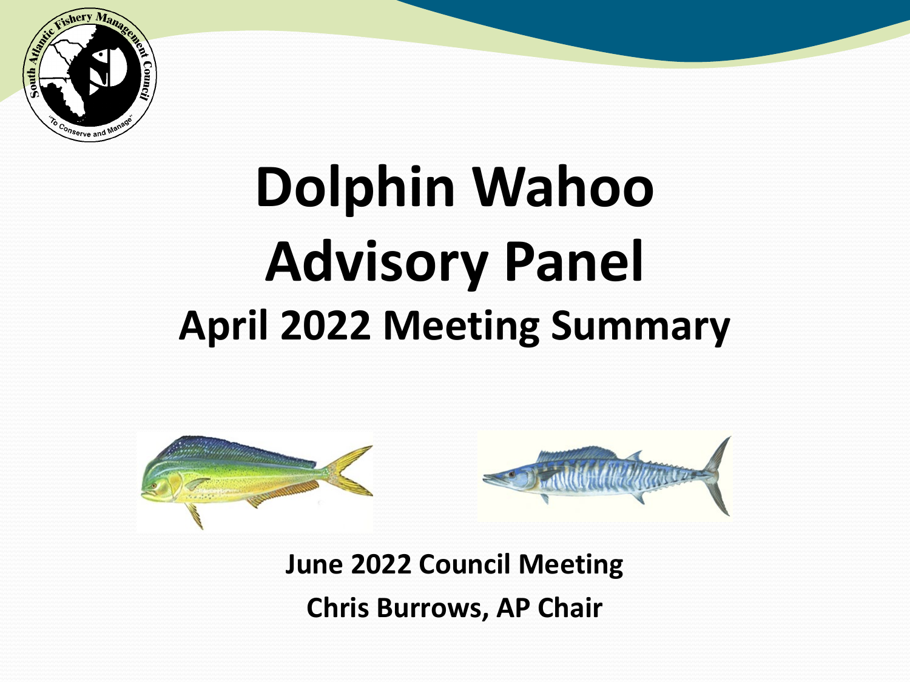# Dolphin Wahoo Advisory Panel

## April 2022 Meeting Summary

**June 2022 Council Meeting**

**Chris Burrows, AP Chair**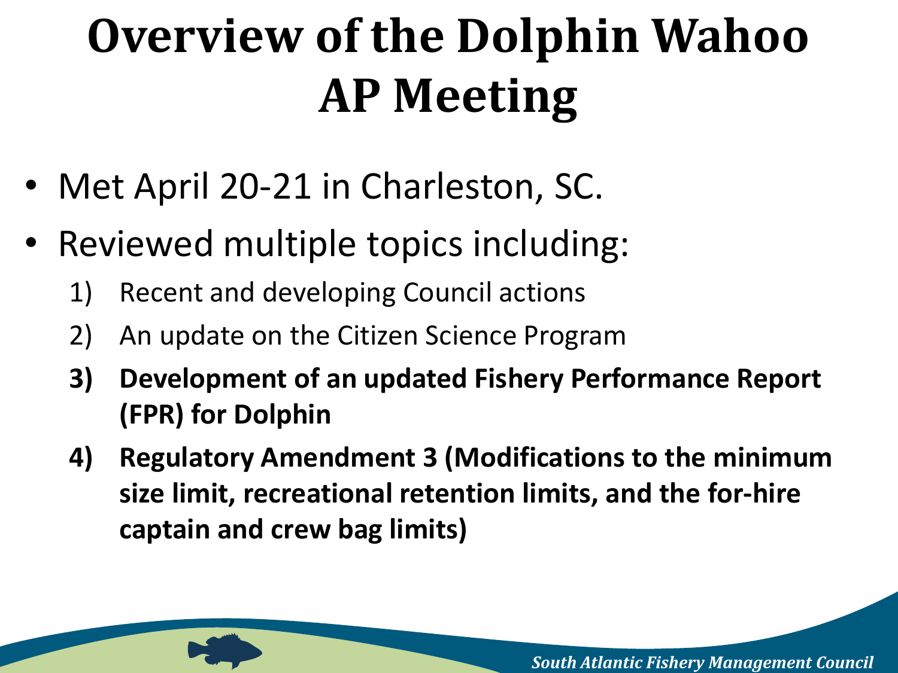# Overview of the Dolphin Wahoo AP Meeting

- Met April 20-21 in Charleston, SC.
- Reviewed multiple topics including:
  1) Recent and developing Council actions
  2) An update on the Citizen Science Program
  3) **Development of an updated Fishery Performance Report (FPR) for Dolphin**
  4) **Regulatory Amendment 3 (Modifications to the minimum size limit, recreational retention limits, and the for-hire captain and crew bag limits)**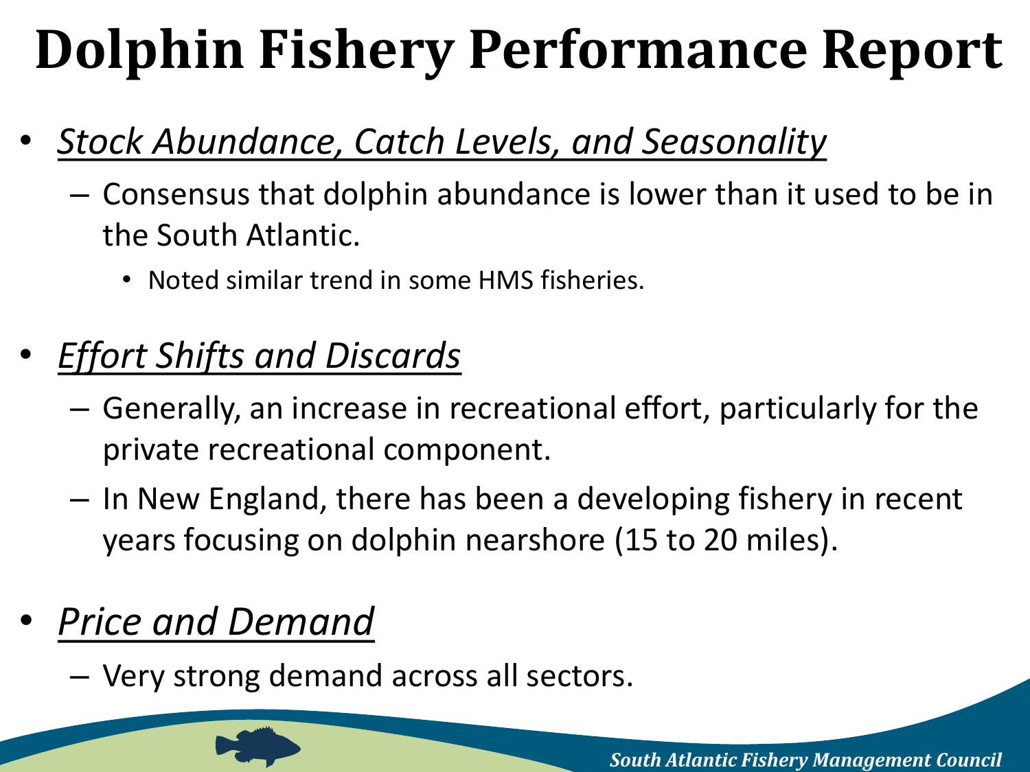# Dolphin Fishery Performance Report

- ***Stock Abundance, Catch Levels, and Seasonality***
  - Consensus that dolphin abundance is lower than it used to be in the South Atlantic.
    - Noted similar trend in some HMS fisheries.

- ***Effort Shifts and Discards***
  - Generally, an increase in recreational effort, particularly for the private recreational component.
  - In New England, there has been a developing fishery in recent years focusing on dolphin nearshore (15 to 20 miles).

- ***Price and Demand***
  - Very strong demand across all sectors.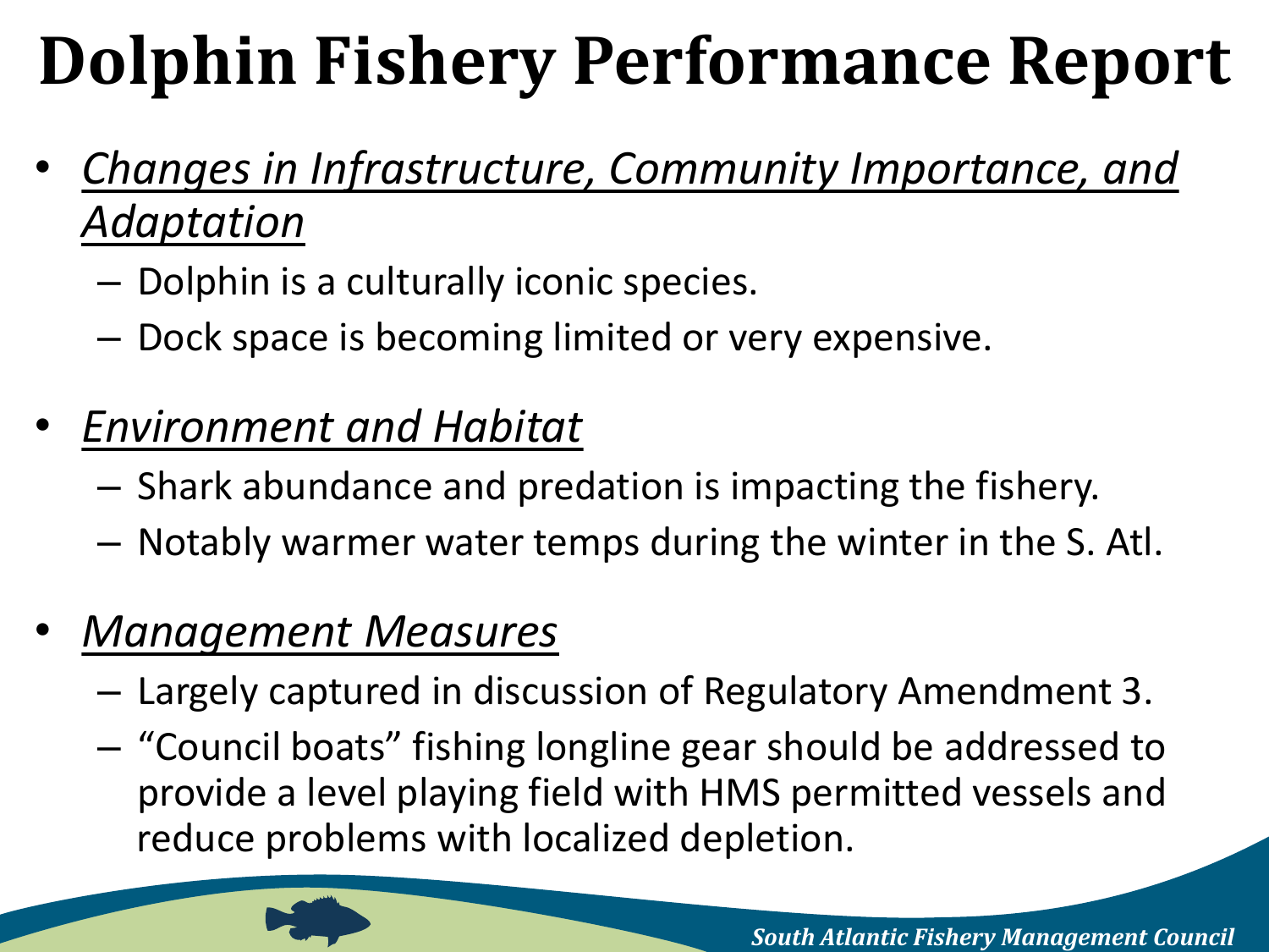# Dolphin Fishery Performance Report

- *Changes in Infrastructure, Community Importance, and Adaptation*
  - Dolphin is a culturally iconic species.
  - Dock space is becoming limited or very expensive.
- *Environment and Habitat*
  - Shark abundance and predation is impacting the fishery.
  - Notably warmer water temps during the winter in the S. Atl.
- *Management Measures*
  - Largely captured in discussion of Regulatory Amendment 3.
  - "Council boats" fishing longline gear should be addressed to provide a level playing field with HMS permitted vessels and reduce problems with localized depletion.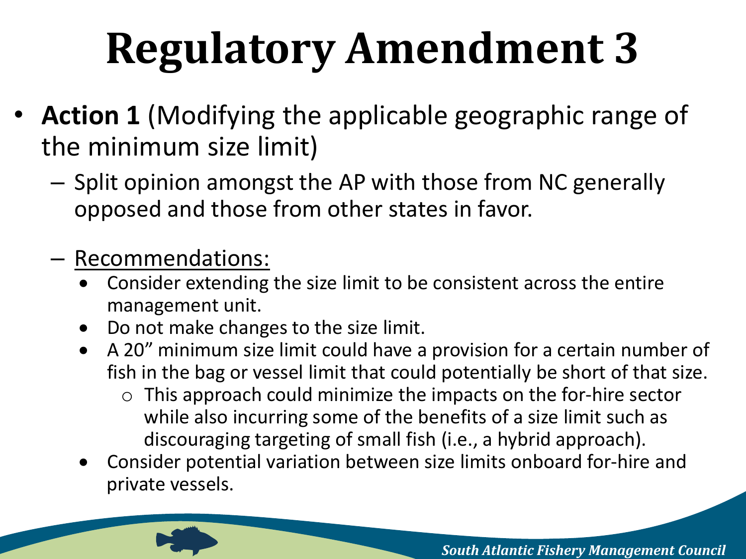# Regulatory Amendment 3

- **Action 1** (Modifying the applicable geographic range of the minimum size limit)
  - Split opinion amongst the AP with those from NC generally opposed and those from other states in favor.
  - Recommendations:
    - Consider extending the size limit to be consistent across the entire management unit.
    - Do not make changes to the size limit.
    - A 20" minimum size limit could have a provision for a certain number of fish in the bag or vessel limit that could potentially be short of that size.
      - This approach could minimize the impacts on the for-hire sector while also incurring some of the benefits of a size limit such as discouraging targeting of small fish (i.e., a hybrid approach).
    - Consider potential variation between size limits onboard for-hire and private vessels.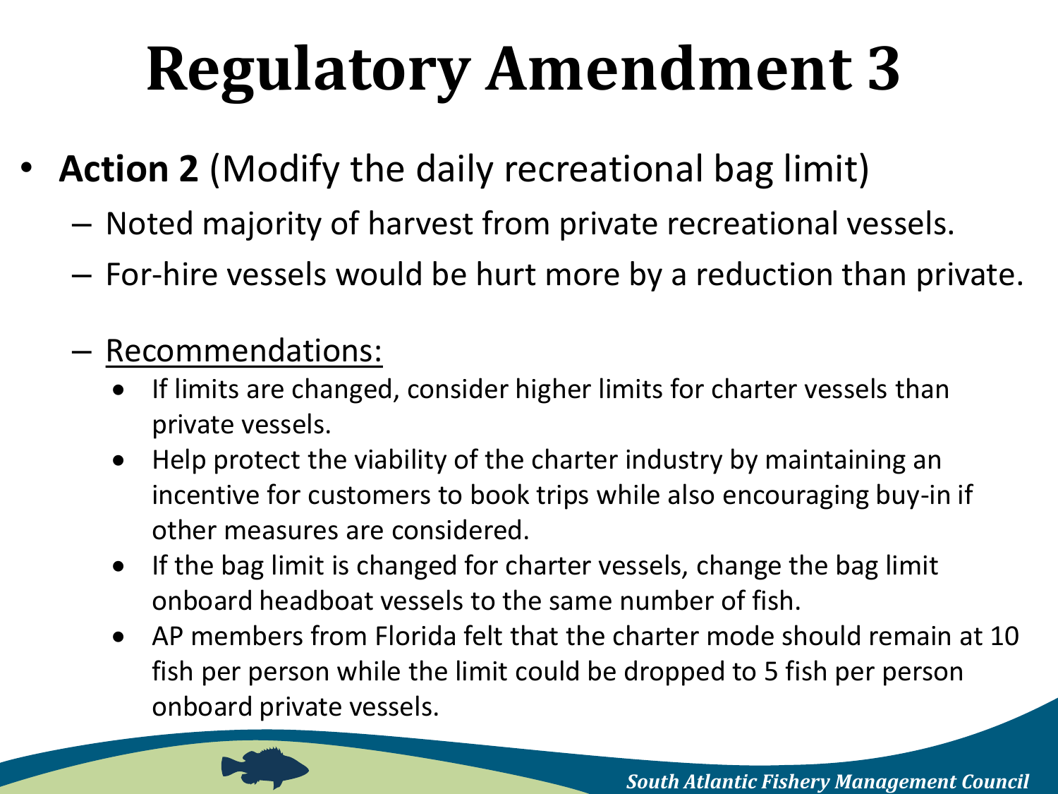# Regulatory Amendment 3

- **Action 2** (Modify the daily recreational bag limit)
  - Noted majority of harvest from private recreational vessels.
  - For-hire vessels would be hurt more by a reduction than private.
  - Recommendations:
    - If limits are changed, consider higher limits for charter vessels than private vessels.
    - Help protect the viability of the charter industry by maintaining an incentive for customers to book trips while also encouraging buy-in if other measures are considered.
    - If the bag limit is changed for charter vessels, change the bag limit onboard headboat vessels to the same number of fish.
    - AP members from Florida felt that the charter mode should remain at 10 fish per person while the limit could be dropped to 5 fish per person onboard private vessels.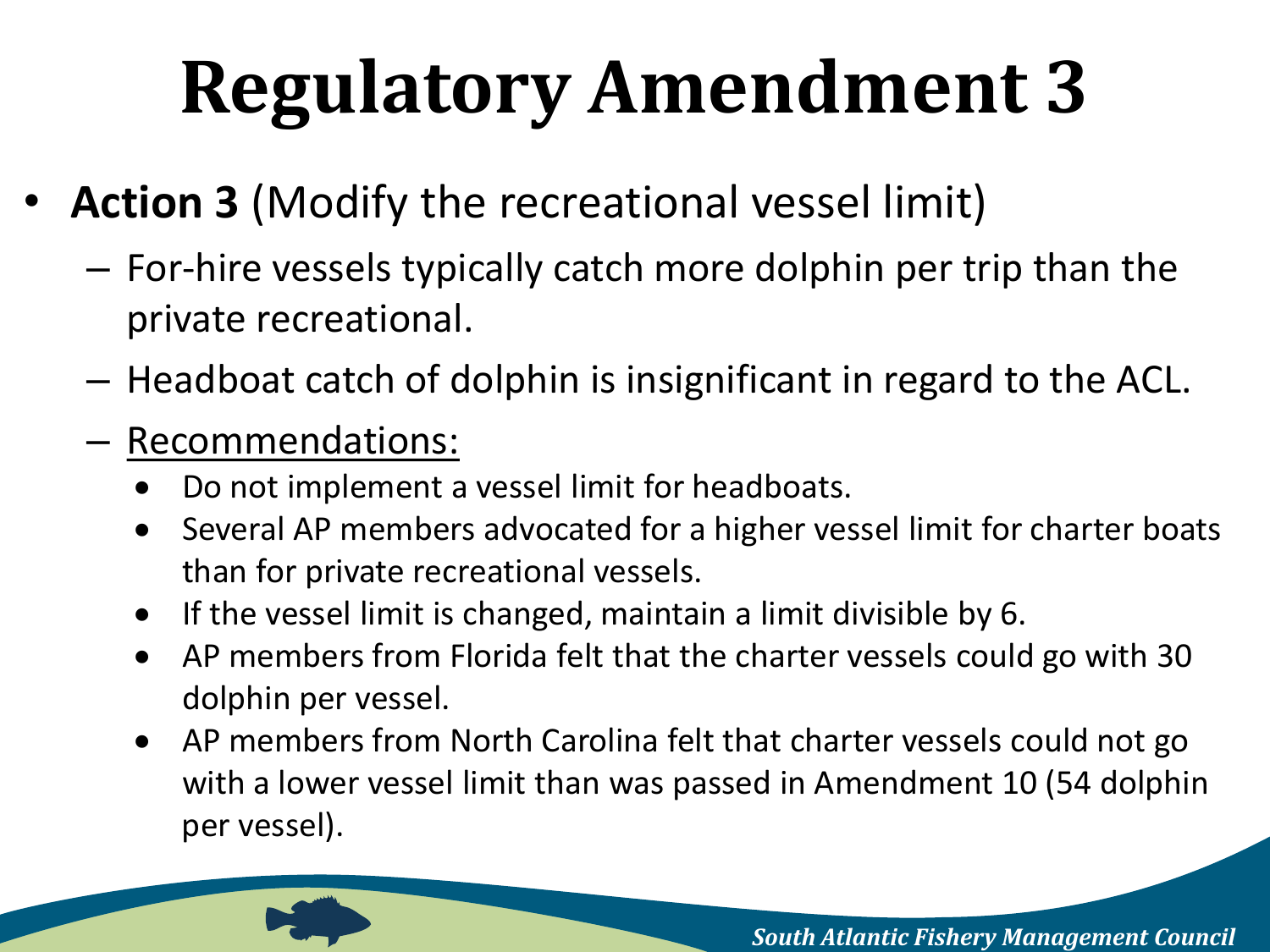# Regulatory Amendment 3

- **Action 3** (Modify the recreational vessel limit)
  - For-hire vessels typically catch more dolphin per trip than the private recreational.
  - Headboat catch of dolphin is insignificant in regard to the ACL.
  - Recommendations:
    - Do not implement a vessel limit for headboats.
    - Several AP members advocated for a higher vessel limit for charter boats than for private recreational vessels.
    - If the vessel limit is changed, maintain a limit divisible by 6.
    - AP members from Florida felt that the charter vessels could go with 30 dolphin per vessel.
    - AP members from North Carolina felt that charter vessels could not go with a lower vessel limit than was passed in Amendment 10 (54 dolphin per vessel).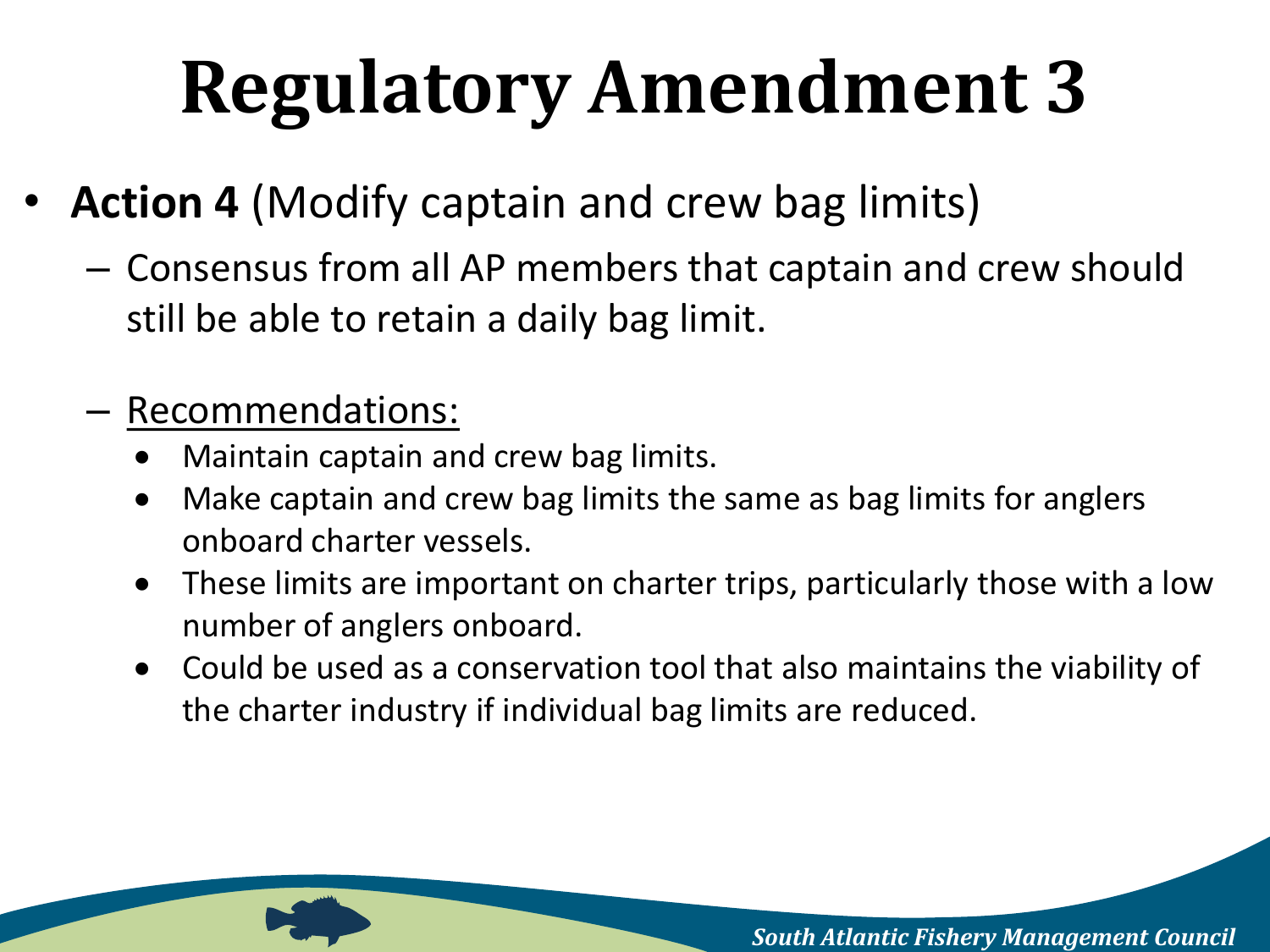# Regulatory Amendment 3

- **Action 4** (Modify captain and crew bag limits)
  - Consensus from all AP members that captain and crew should still be able to retain a daily bag limit.
  - Recommendations:
    - Maintain captain and crew bag limits.
    - Make captain and crew bag limits the same as bag limits for anglers onboard charter vessels.
    - These limits are important on charter trips, particularly those with a low number of anglers onboard.
    - Could be used as a conservation tool that also maintains the viability of the charter industry if individual bag limits are reduced.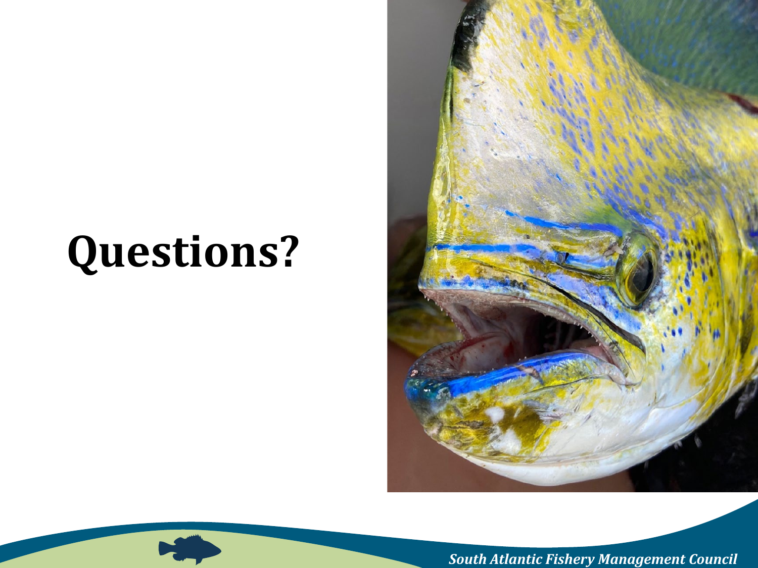# Questions?